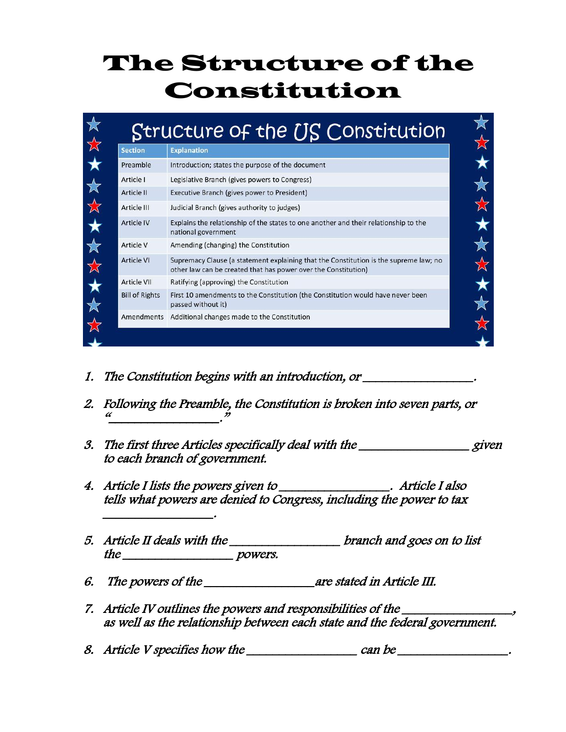# The Structure of the Constitution

## Structure of the US Constitution

| Section | Explanation |
| --- | --- |
| Preamble | Introduction; states the purpose of the document |
| Article I | Legislative Branch (gives powers to Congress) |
| Article II | Executive Branch (gives power to President) |
| Article III | Judicial Branch (gives authority to judges) |
| Article IV | Explains the relationship of the states to one another and their relationship to the national government |
| Article V | Amending (changing) the Constitution |
| Article VI | Supremacy Clause (a statement explaining that the Constitution is the supreme law; no other law can be created that has power over the Constitution) |
| Article VII | Ratifying (approving) the Constitution |
| Bill of Rights | First 10 amendments to the Constitution (the Constitution would have never been passed without it) |
| Amendments | Additional changes made to the Constitution |

1. *The Constitution begins with an introduction, or ________________.*

2. *Following the Preamble, the Constitution is broken into seven parts, or "________________."*

3. *The first three Articles specifically deal with the ________________ given to each branch of government.*

4. *Article I lists the powers given to ________________. Article I also tells what powers are denied to Congress, including the power to tax ________________.*

5. *Article II deals with the ________________ branch and goes on to list the ________________ powers.*

6. *The powers of the ________________ are stated in Article III.*

7. *Article IV outlines the powers and responsibilities of the ________________, as well as the relationship between each state and the federal government.*

8. *Article V specifies how the ________________ can be ________________.*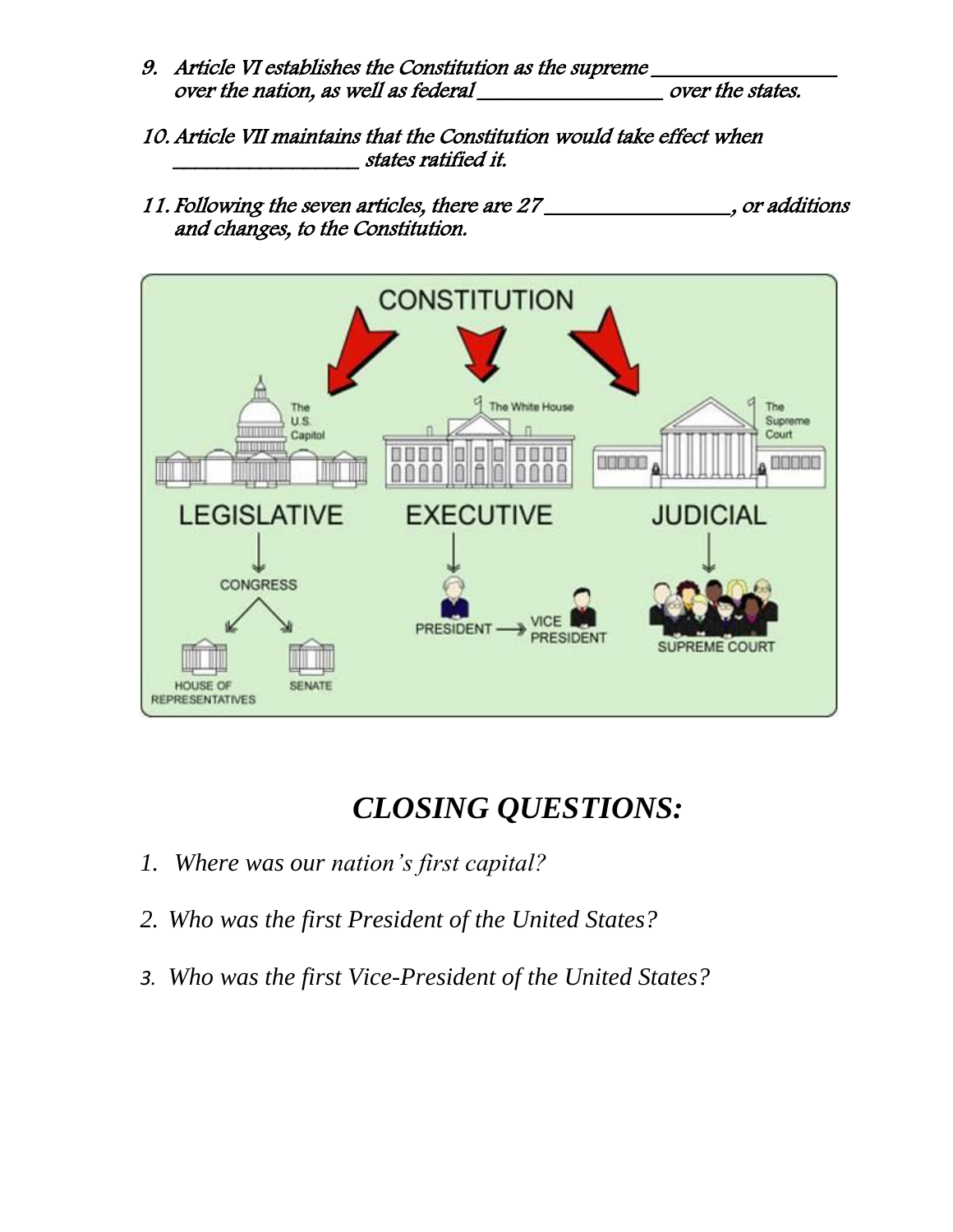9. Article VI establishes the Constitution as the supreme _________________ over the nation, as well as federal _________________ over the states.

10. Article VII maintains that the Constitution would take effect when _________________ states ratified it.

11. Following the seven articles, there are 27 _________________, or additions and changes, to the Constitution.

CONSTITUTION

The U.S. Capitol

The White House

The Supreme Court

LEGISLATIVE

EXECUTIVE

JUDICIAL

CONGRESS

HOUSE OF REPRESENTATIVES

SENATE

PRESIDENT

VICE PRESIDENT

SUPREME COURT

## *CLOSING QUESTIONS:*

1. *Where was our nation's first capital?*

2. *Who was the first President of the United States?*

3. *Who was the first Vice-President of the United States?*